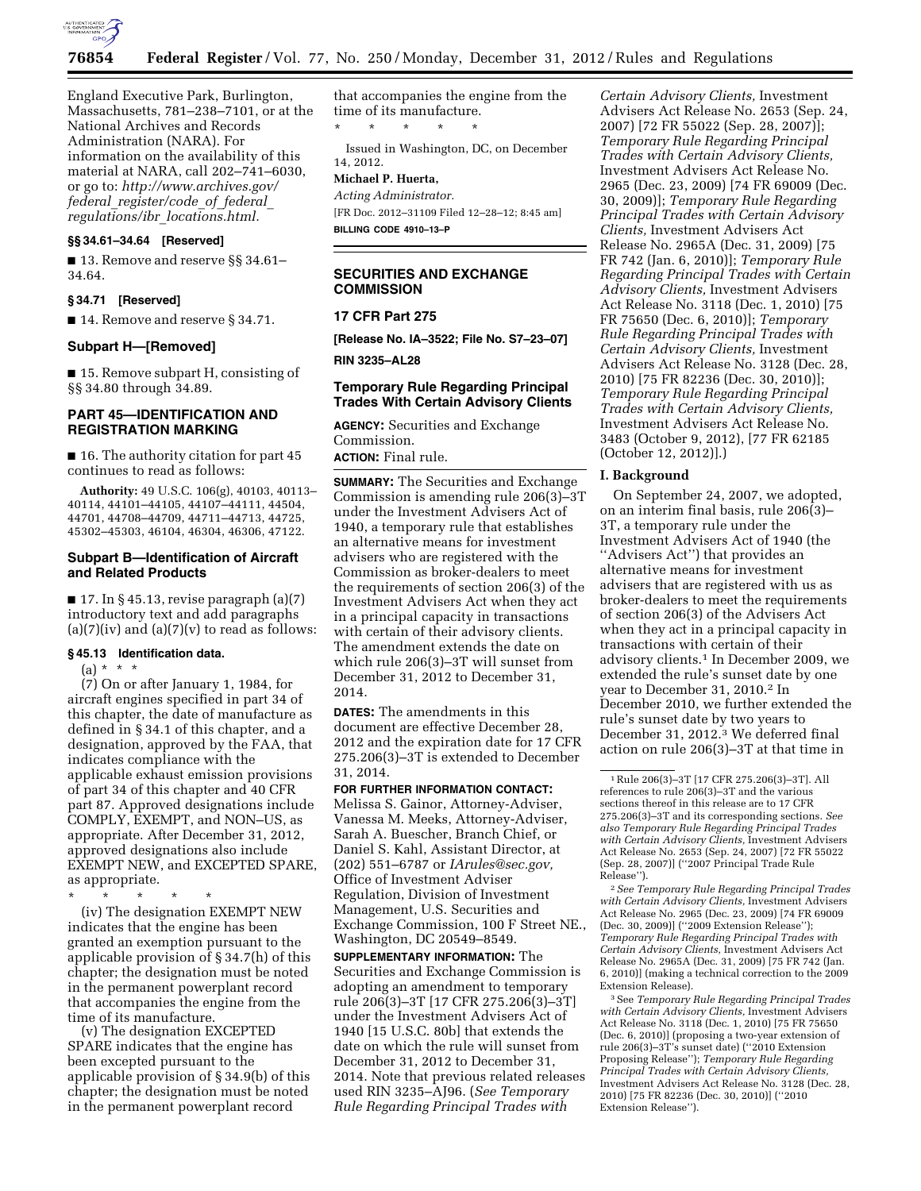England Executive Park, Burlington, Massachusetts, 781–238–7101, or at the National Archives and Records Administration (NARA). For information on the availability of this material at NARA, call 202–741–6030, or go to: *http://www.archives.gov/federal_register/code_of_federal_regulations/ibr_locations.html.*

### §§ 34.61–34.64 [Reserved]

■ 13. Remove and reserve §§ 34.61–34.64.

### § 34.71 [Reserved]

■ 14. Remove and reserve § 34.71.

### Subpart H—[Removed]

■ 15. Remove subpart H, consisting of §§ 34.80 through 34.89.

## PART 45—IDENTIFICATION AND REGISTRATION MARKING

■ 16. The authority citation for part 45 continues to read as follows:

**Authority:** 49 U.S.C. 106(g), 40103, 40113–40114, 44101–44105, 44107–44111, 44504, 44701, 44708–44709, 44711–44713, 44725, 45302–45303, 46104, 46304, 46306, 47122.

### Subpart B—Identification of Aircraft and Related Products

■ 17. In § 45.13, revise paragraph (a)(7) introductory text and add paragraphs (a)(7)(iv) and (a)(7)(v) to read as follows:

### § 45.13 Identification data.

(a) * * *

(7) On or after January 1, 1984, for aircraft engines specified in part 34 of this chapter, the date of manufacture as defined in § 34.1 of this chapter, and a designation, approved by the FAA, that indicates compliance with the applicable exhaust emission provisions of part 34 of this chapter and 40 CFR part 87. Approved designations include COMPLY, EXEMPT, and NON–US, as appropriate. After December 31, 2012, approved designations also include EXEMPT NEW, and EXCEPTED SPARE, as appropriate.

\* \* \* \* \*

(iv) The designation EXEMPT NEW indicates that the engine has been granted an exemption pursuant to the applicable provision of § 34.7(h) of this chapter; the designation must be noted in the permanent powerplant record that accompanies the engine from the time of its manufacture.

(v) The designation EXCEPTED SPARE indicates that the engine has been excepted pursuant to the applicable provision of § 34.9(b) of this chapter; the designation must be noted in the permanent powerplant record that accompanies the engine from the time of its manufacture.

\* \* \* \* \*

Issued in Washington, DC, on December 14, 2012.

**Michael P. Huerta,**

*Acting Administrator.*

[FR Doc. 2012–31109 Filed 12–28–12; 8:45 am]

**BILLING CODE 4910–13–P**

---

## SECURITIES AND EXCHANGE COMMISSION

### 17 CFR Part 275

**[Release No. IA–3522; File No. S7–23–07]**

**RIN 3235–AL28**

## Temporary Rule Regarding Principal Trades With Certain Advisory Clients

**AGENCY:** Securities and Exchange Commission.

**ACTION:** Final rule.

**SUMMARY:** The Securities and Exchange Commission is amending rule 206(3)–3T under the Investment Advisers Act of 1940, a temporary rule that establishes an alternative means for investment advisers who are registered with the Commission as broker-dealers to meet the requirements of section 206(3) of the Investment Advisers Act when they act in a principal capacity in transactions with certain of their advisory clients. The amendment extends the date on which rule 206(3)–3T will sunset from December 31, 2012 to December 31, 2014.

**DATES:** The amendments in this document are effective December 28, 2012 and the expiration date for 17 CFR 275.206(3)–3T is extended to December 31, 2014.

**FOR FURTHER INFORMATION CONTACT:** Melissa S. Gainor, Attorney-Adviser, Vanessa M. Meeks, Attorney-Adviser, Sarah A. Buescher, Branch Chief, or Daniel S. Kahl, Assistant Director, at (202) 551–6787 or *IArules@sec.gov,* Office of Investment Adviser Regulation, Division of Investment Management, U.S. Securities and Exchange Commission, 100 F Street NE., Washington, DC 20549–8549.

**SUPPLEMENTARY INFORMATION:** The Securities and Exchange Commission is adopting an amendment to temporary rule 206(3)–3T [17 CFR 275.206(3)–3T] under the Investment Advisers Act of 1940 [15 U.S.C. 80b] that extends the date on which the rule will sunset from December 31, 2012 to December 31, 2014. Note that previous related releases used RIN 3235–AJ96. (*See Temporary Rule Regarding Principal Trades with Certain Advisory Clients,* Investment Advisers Act Release No. 2653 (Sep. 24, 2007) [72 FR 55022 (Sep. 28, 2007)]; *Temporary Rule Regarding Principal Trades with Certain Advisory Clients,* Investment Advisers Act Release No. 2965 (Dec. 23, 2009) [74 FR 69009 (Dec. 30, 2009)]; *Temporary Rule Regarding Principal Trades with Certain Advisory Clients,* Investment Advisers Act Release No. 2965A (Dec. 31, 2009) [75 FR 742 (Jan. 6, 2010)]; *Temporary Rule Regarding Principal Trades with Certain Advisory Clients,* Investment Advisers Act Release No. 3118 (Dec. 1, 2010) [75 FR 75650 (Dec. 6, 2010)]; *Temporary Rule Regarding Principal Trades with Certain Advisory Clients,* Investment Advisers Act Release No. 3128 (Dec. 28, 2010) [75 FR 82236 (Dec. 30, 2010)]; *Temporary Rule Regarding Principal Trades with Certain Advisory Clients,* Investment Advisers Act Release No. 3483 (October 9, 2012), [77 FR 62185 (October 12, 2012)].)

## I. Background

On September 24, 2007, we adopted, on an interim final basis, rule 206(3)–3T, a temporary rule under the Investment Advisers Act of 1940 (the ''Advisers Act'') that provides an alternative means for investment advisers that are registered with us as broker-dealers to meet the requirements of section 206(3) of the Advisers Act when they act in a principal capacity in transactions with certain of their advisory clients.[1] In December 2009, we extended the rule's sunset date by one year to December 31, 2010.[2] In December 2010, we further extended the rule's sunset date by two years to December 31, 2012.[3] We deferred final action on rule 206(3)–3T at that time in

---

[1] Rule 206(3)–3T [17 CFR 275.206(3)–3T]. All references to rule 206(3)–3T and the various sections thereof in this release are to 17 CFR 275.206(3)–3T and its corresponding sections. *See also Temporary Rule Regarding Principal Trades with Certain Advisory Clients,* Investment Advisers Act Release No. 2653 (Sep. 24, 2007) [72 FR 55022 (Sep. 28, 2007)] (''2007 Principal Trade Rule Release'').

[2] *See Temporary Rule Regarding Principal Trades with Certain Advisory Clients,* Investment Advisers Act Release No. 2965 (Dec. 23, 2009) [74 FR 69009 (Dec. 30, 2009)] (''2009 Extension Release''); *Temporary Rule Regarding Principal Trades with Certain Advisory Clients,* Investment Advisers Act Release No. 2965A (Dec. 31, 2009) [75 FR 742 (Jan. 6, 2010)] (making a technical correction to the 2009 Extension Release).

[3] See *Temporary Rule Regarding Principal Trades with Certain Advisory Clients,* Investment Advisers Act Release No. 3118 (Dec. 1, 2010) [75 FR 75650 (Dec. 6, 2010)] (proposing a two-year extension of rule 206(3)–3T's sunset date) (''2010 Extension Proposing Release''); *Temporary Rule Regarding Principal Trades with Certain Advisory Clients,* Investment Advisers Act Release No. 3128 (Dec. 28, 2010) [75 FR 82236 (Dec. 30, 2010)] (''2010 Extension Release'').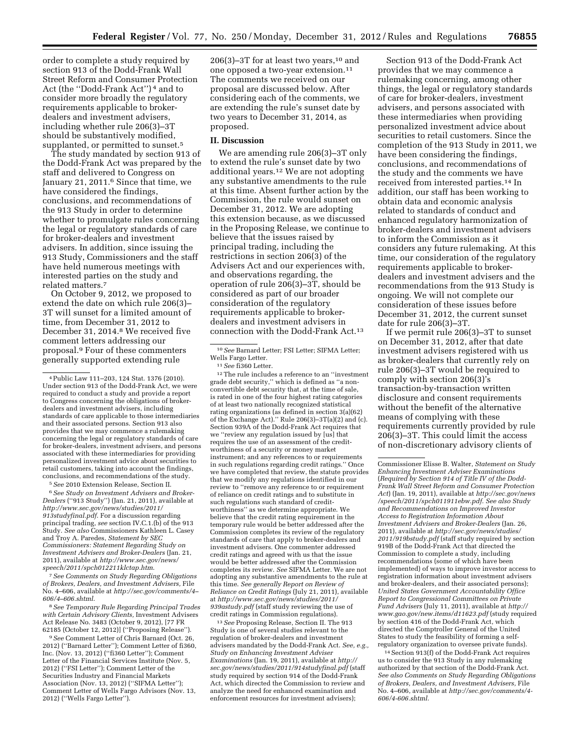order to complete a study required by section 913 of the Dodd-Frank Wall Street Reform and Consumer Protection Act (the ''Dodd-Frank Act'')[4] and to consider more broadly the regulatory requirements applicable to broker-dealers and investment advisers, including whether rule 206(3)–3T should be substantively modified, supplanted, or permitted to sunset.[5]

The study mandated by section 913 of the Dodd-Frank Act was prepared by the staff and delivered to Congress on January 21, 2011.[6] Since that time, we have considered the findings, conclusions, and recommendations of the 913 Study in order to determine whether to promulgate rules concerning the legal or regulatory standards of care for broker-dealers and investment advisers. In addition, since issuing the 913 Study, Commissioners and the staff have held numerous meetings with interested parties on the study and related matters.[7]

On October 9, 2012, we proposed to extend the date on which rule 206(3)–3T will sunset for a limited amount of time, from December 31, 2012 to December 31, 2014.[8] We received five comment letters addressing our proposal.[9] Four of these commenters generally supported extending rule 206(3)–3T for at least two years,[10] and one opposed a two-year extension.[11] The comments we received on our proposal are discussed below. After considering each of the comments, we are extending the rule's sunset date by two years to December 31, 2014, as proposed.

## II. Discussion

We are amending rule 206(3)–3T only to extend the rule's sunset date by two additional years.[12] We are not adopting any substantive amendments to the rule at this time. Absent further action by the Commission, the rule would sunset on December 31, 2012. We are adopting this extension because, as we discussed in the Proposing Release, we continue to believe that the issues raised by principal trading, including the restrictions in section 206(3) of the Advisers Act and our experiences with, and observations regarding, the operation of rule 206(3)–3T, should be considered as part of our broader consideration of the regulatory requirements applicable to broker-dealers and investment advisers in connection with the Dodd-Frank Act.[13]

Section 913 of the Dodd-Frank Act provides that we may commence a rulemaking concerning, among other things, the legal or regulatory standards of care for broker-dealers, investment advisers, and persons associated with these intermediaries when providing personalized investment advice about securities to retail customers. Since the completion of the 913 Study in 2011, we have been considering the findings, conclusions, and recommendations of the study and the comments we have received from interested parties.[14] In addition, our staff has been working to obtain data and economic analysis related to standards of conduct and enhanced regulatory harmonization of broker-dealers and investment advisers to inform the Commission as it considers any future rulemaking. At this time, our consideration of the regulatory requirements applicable to broker-dealers and investment advisers and the recommendations from the 913 Study is ongoing. We will not complete our consideration of these issues before December 31, 2012, the current sunset date for rule 206(3)–3T.

If we permit rule 206(3)–3T to sunset on December 31, 2012, after that date investment advisers registered with us as broker-dealers that currently rely on rule 206(3)–3T would be required to comply with section 206(3)'s transaction-by-transaction written disclosure and consent requirements without the benefit of the alternative means of complying with these requirements currently provided by rule 206(3)–3T. This could limit the access of non-discretionary advisory clients of

---

[4] Public Law 111–203, 124 Stat. 1376 (2010). Under section 913 of the Dodd-Frank Act, we were required to conduct a study and provide a report to Congress concerning the obligations of broker-dealers and investment advisers, including standards of care applicable to those intermediaries and their associated persons. Section 913 also provides that we may commence a rulemaking concerning the legal or regulatory standards of care for broker-dealers, investment advisers, and persons associated with these intermediaries for providing personalized investment advice about securities to retail customers, taking into account the findings, conclusions, and recommendations of the study.

[5] *See* 2010 Extension Release, Section II.

[6] *See Study on Investment Advisers and Broker-Dealers* (''913 Study'') (Jan. 21, 2011), available at *http://www.sec.gov/news/studies/2011/913studyfinal.pdf.* For a discussion regarding principal trading, *see* section IV.C.1.(b) of the 913 Study. *See also* Commissioners Kathleen L. Casey and Troy A. Paredes, *Statement by SEC Commissioners: Statement Regarding Study on Investment Advisers and Broker-Dealers* (Jan. 21, 2011), available at *http://www.sec.gov/news/speech/2011/spch012211klctap.htm.*

[7] *See Comments on Study Regarding Obligations of Brokers, Dealers, and Investment Advisers,* File No. 4–606, available at *http://sec.gov/comments/4–606/4–606.shtml.*

[8] *See Temporary Rule Regarding Principal Trades with Certain Advisory Clients,* Investment Advisers Act Release No. 3483 (October 9, 2012), [77 FR 62185 (October 12, 2012)] (''Proposing Release'').

[9] *See* Comment Letter of Chris Barnard (Oct. 26, 2012) (''Barnard Letter''); Comment Letter of fi360, Inc. (Nov. 13, 2012) (''fi360 Letter''); Comment Letter of the Financial Services Institute (Nov. 5, 2012) (''FSI Letter''); Comment Letter of the Securities Industry and Financial Markets Association (Nov. 13, 2012) (''SIFMA Letter''); Comment Letter of Wells Fargo Advisors (Nov. 13, 2012) (''Wells Fargo Letter'').

[10] *See* Barnard Letter; FSI Letter; SIFMA Letter; Wells Fargo Letter.

[11] *See* fi360 Letter.

[12] The rule includes a reference to an ''investment grade debt security,'' which is defined as ''a non-convertible debt security that, at the time of sale, is rated in one of the four highest rating categories of at least two nationally recognized statistical rating organizations (as defined in section 3(a)(62) of the Exchange Act).'' Rule 206(3)–3T(a)(2) and (c). Section 939A of the Dodd-Frank Act requires that we ''review any regulation issued by [us] that requires the use of an assessment of the credit-worthiness of a security or money market instrument; and any references to or requirements in such regulations regarding credit ratings.'' Once we have completed that review, the statute provides that we modify any regulations identified in our review to ''remove any reference to or requirement of reliance on credit ratings and to substitute in such regulations such standard of credit-worthiness'' as we determine appropriate. We believe that the credit rating requirement in the temporary rule would be better addressed after the Commission completes its review of the regulatory standards of care that apply to broker-dealers and investment advisers. One commenter addressed credit ratings and agreed with us that the issue would be better addressed after the Commission completes its review. *See* SIFMA Letter. We are not adopting any substantive amendments to the rule at this time. *See generally Report on Review of Reliance on Credit Ratings* (July 21, 2011), available at *http://www.sec.gov/news/studies/2011/939astudy.pdf* (staff study reviewing the use of credit ratings in Commission regulations).

[13] *See* Proposing Release, Section II. The 913 Study is one of several studies relevant to the regulation of broker-dealers and investment advisers mandated by the Dodd-Frank Act. *See, e.g., Study on Enhancing Investment Adviser Examinations* (Jan. 19, 2011), available at *http://sec.gov/news/studies/2011/914studyfinal.pdf* (staff study required by section 914 of the Dodd-Frank Act, which directed the Commission to review and analyze the need for enhanced examination and enforcement resources for investment advisers); Commissioner Elisse B. Walter, *Statement on Study Enhancing Investment Adviser Examinations* (*Required by Section 914 of Title IV of the Dodd-Frank Wall Street Reform and Consumer Protection Act*) (Jan. 19, 2011), available at *http://sec.gov/news/speech/2011/spch011911ebw.pdf. See also Study and Recommendations on Improved Investor Access to Registration Information About Investment Advisers and Broker-Dealers* (Jan. 26, 2011), available at *http://sec.gov/news/studies/2011/919bstudy.pdf* (staff study required by section 919B of the Dodd-Frank Act that directed the Commission to complete a study, including recommendations (some of which have been implemented) of ways to improve investor access to registration information about investment advisers and broker-dealers, and their associated persons); *United States Government Accountability Office Report to Congressional Committees on Private Fund Advisers* (July 11, 2011), available at *http://www.gao.gov/new.items/d11623.pdf* (study required by section 416 of the Dodd-Frank Act, which directed the Comptroller General of the United States to study the feasibility of forming a self-regulatory organization to oversee private funds).

[14] Section 913(f) of the Dodd-Frank Act requires us to consider the 913 Study in any rulemaking authorized by that section of the Dodd-Frank Act. *See also Comments on Study Regarding Obligations of Brokers, Dealers, and Investment Advisers,* File No. 4–606, available at *http://sec.gov/comments/4-606/4-606.shtml.*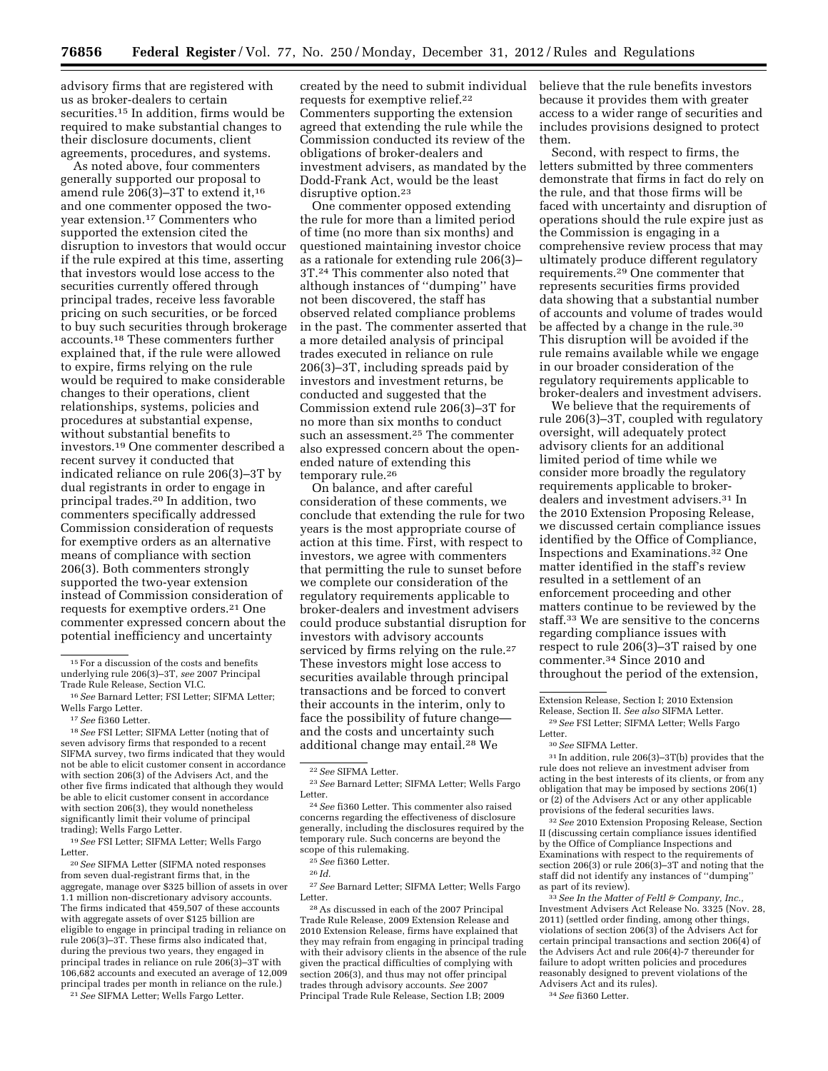advisory firms that are registered with us as broker-dealers to certain securities.[15] In addition, firms would be required to make substantial changes to their disclosure documents, client agreements, procedures, and systems.

As noted above, four commenters generally supported our proposal to amend rule 206(3)–3T to extend it,[16] and one commenter opposed the two-year extension.[17] Commenters who supported the extension cited the disruption to investors that would occur if the rule expired at this time, asserting that investors would lose access to the securities currently offered through principal trades, receive less favorable pricing on such securities, or be forced to buy such securities through brokerage accounts.[18] These commenters further explained that, if the rule were allowed to expire, firms relying on the rule would be required to make considerable changes to their operations, client relationships, systems, policies and procedures at substantial expense, without substantial benefits to investors.[19] One commenter described a recent survey it conducted that indicated reliance on rule 206(3)–3T by dual registrants in order to engage in principal trades.[20] In addition, two commenters specifically addressed Commission consideration of requests for exemptive orders as an alternative means of compliance with section 206(3). Both commenters strongly supported the two-year extension instead of Commission consideration of requests for exemptive orders.[21] One commenter expressed concern about the potential inefficiency and uncertainty created by the need to submit individual requests for exemptive relief.[22] Commenters supporting the extension agreed that extending the rule while the Commission conducted its review of the obligations of broker-dealers and investment advisers, as mandated by the Dodd-Frank Act, would be the least disruptive option.[23]

One commenter opposed extending the rule for more than a limited period of time (no more than six months) and questioned maintaining investor choice as a rationale for extending rule 206(3)–3T.[24] This commenter also noted that although instances of "dumping" have not been discovered, the staff has observed related compliance problems in the past. The commenter asserted that a more detailed analysis of principal trades executed in reliance on rule 206(3)–3T, including spreads paid by investors and investment returns, be conducted and suggested that the Commission extend rule 206(3)–3T for no more than six months to conduct such an assessment.[25] The commenter also expressed concern about the open-ended nature of extending this temporary rule.[26]

On balance, and after careful consideration of these comments, we conclude that extending the rule for two years is the most appropriate course of action at this time. First, with respect to investors, we agree with commenters that permitting the rule to sunset before we complete our consideration of the regulatory requirements applicable to broker-dealers and investment advisers could produce substantial disruption for investors with advisory accounts serviced by firms relying on the rule.[27] These investors might lose access to securities available through principal transactions and be forced to convert their accounts in the interim, only to face the possibility of future change—and the costs and uncertainty such additional change may entail.[28] We believe that the rule benefits investors because it provides them with greater access to a wider range of securities and includes provisions designed to protect them.

Second, with respect to firms, the letters submitted by three commenters demonstrate that firms in fact do rely on the rule, and that those firms will be faced with uncertainty and disruption of operations should the rule expire just as the Commission is engaging in a comprehensive review process that may ultimately produce different regulatory requirements.[29] One commenter that represents securities firms provided data showing that a substantial number of accounts and volume of trades would be affected by a change in the rule.[30] This disruption will be avoided if the rule remains available while we engage in our broader consideration of the regulatory requirements applicable to broker-dealers and investment advisers.

We believe that the requirements of rule 206(3)–3T, coupled with regulatory oversight, will adequately protect advisory clients for an additional limited period of time while we consider more broadly the regulatory requirements applicable to broker-dealers and investment advisers.[31] In the 2010 Extension Proposing Release, we discussed certain compliance issues identified by the Office of Compliance, Inspections and Examinations.[32] One matter identified in the staff's review resulted in a settlement of an enforcement proceeding and other matters continue to be reviewed by the staff.[33] We are sensitive to the concerns regarding compliance issues with respect to rule 206(3)–3T raised by one commenter.[34] Since 2010 and throughout the period of the extension,

---

[15] For a discussion of the costs and benefits underlying rule 206(3)–3T, *see* 2007 Principal Trade Rule Release, Section VI.C.

[16] *See* Barnard Letter; FSI Letter; SIFMA Letter; Wells Fargo Letter.

[17] *See* fi360 Letter.

[18] *See* FSI Letter; SIFMA Letter (noting that of seven advisory firms that responded to a recent SIFMA survey, two firms indicated that they would not be able to elicit customer consent in accordance with section 206(3) of the Advisers Act, and the other five firms indicated that although they would be able to elicit customer consent in accordance with section 206(3), they would nonetheless significantly limit their volume of principal trading); Wells Fargo Letter.

[19] *See* FSI Letter; SIFMA Letter; Wells Fargo Letter.

[20] *See* SIFMA Letter (SIFMA noted responses from seven dual-registrant firms that, in the aggregate, manage over $325 billion of assets in over 1.1 million non-discretionary advisory accounts. The firms indicated that 459,507 of these accounts with aggregate assets of over $125 billion are eligible to engage in principal trading in reliance on rule 206(3)–3T. These firms also indicated that, during the previous two years, they engaged in principal trades in reliance on rule 206(3)–3T with 106,682 accounts and executed an average of 12,009 principal trades per month in reliance on the rule.)

[21] *See* SIFMA Letter; Wells Fargo Letter.

[22] *See* SIFMA Letter.

[23] *See* Barnard Letter; SIFMA Letter; Wells Fargo Letter.

[24] *See* fi360 Letter. This commenter also raised concerns regarding the effectiveness of disclosure generally, including the disclosures required by the temporary rule. Such concerns are beyond the scope of this rulemaking.

[25] *See* fi360 Letter.

[26] *Id.*

[27] *See* Barnard Letter; SIFMA Letter; Wells Fargo Letter.

[28] As discussed in each of the 2007 Principal Trade Rule Release, 2009 Extension Release and 2010 Extension Release, firms have explained that they may refrain from engaging in principal trading with their advisory clients in the absence of the rule given the practical difficulties of complying with section 206(3), and thus may not offer principal trades through advisory accounts. *See* 2007 Principal Trade Rule Release, Section I.B; 2009 Extension Release, Section I; 2010 Extension Release, Section II. *See also* SIFMA Letter.

[29] *See* FSI Letter; SIFMA Letter; Wells Fargo Letter.

[30] *See* SIFMA Letter.

[31] In addition, rule 206(3)–3T(b) provides that the rule does not relieve an investment adviser from acting in the best interests of its clients, or from any obligation that may be imposed by sections 206(1) or (2) of the Advisers Act or any other applicable provisions of the federal securities laws.

[32] *See* 2010 Extension Proposing Release, Section II (discussing certain compliance issues identified by the Office of Compliance Inspections and Examinations with respect to the requirements of section 206(3) or rule 206(3)–3T and noting that the staff did not identify any instances of "dumping" as part of its review).

[33] *See In the Matter of Feltl & Company, Inc.*, Investment Advisers Act Release No. 3325 (Nov. 28, 2011) (settled order finding, among other things, violations of section 206(3) of the Advisers Act for certain principal transactions and section 206(4) of the Advisers Act and rule 206(4)-7 thereunder for failure to adopt written policies and procedures reasonably designed to prevent violations of the Advisers Act and its rules).

[34] *See* fi360 Letter.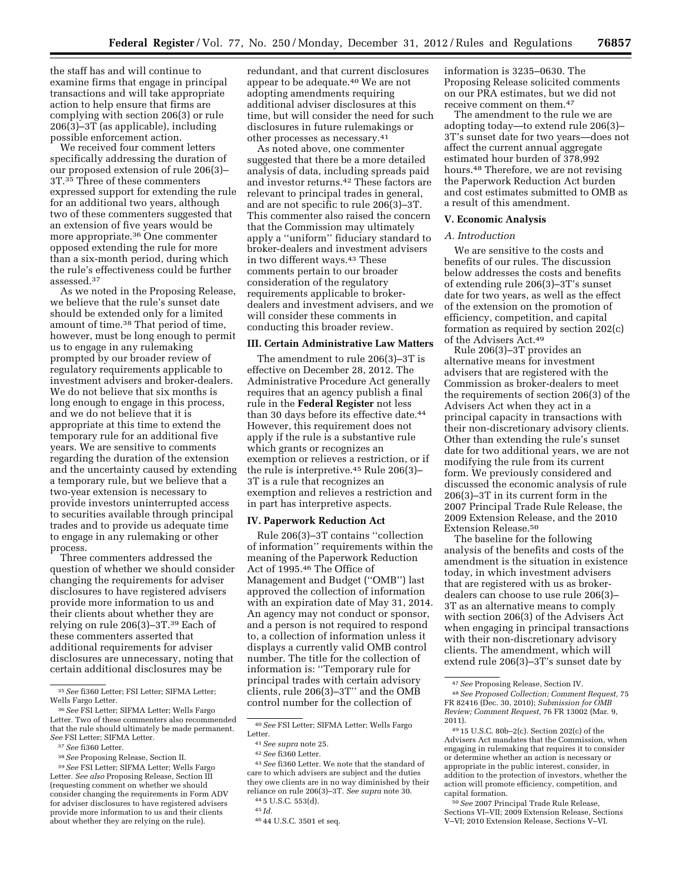the staff has and will continue to examine firms that engage in principal transactions and will take appropriate action to help ensure that firms are complying with section 206(3) or rule 206(3)–3T (as applicable), including possible enforcement action.

We received four comment letters specifically addressing the duration of our proposed extension of rule 206(3)–3T.[35] Three of these commenters expressed support for extending the rule for an additional two years, although two of these commenters suggested that an extension of five years would be more appropriate.[36] One commenter opposed extending the rule for more than a six-month period, during which the rule's effectiveness could be further assessed.[37]

As we noted in the Proposing Release, we believe that the rule's sunset date should be extended only for a limited amount of time.[38] That period of time, however, must be long enough to permit us to engage in any rulemaking prompted by our broader review of regulatory requirements applicable to investment advisers and broker-dealers. We do not believe that six months is long enough to engage in this process, and we do not believe that it is appropriate at this time to extend the temporary rule for an additional five years. We are sensitive to comments regarding the duration of the extension and the uncertainty caused by extending a temporary rule, but we believe that a two-year extension is necessary to provide investors uninterrupted access to securities available through principal trades and to provide us adequate time to engage in any rulemaking or other process.

Three commenters addressed the question of whether we should consider changing the requirements for adviser disclosures to have registered advisers provide more information to us and their clients about whether they are relying on rule 206(3)–3T.[39] Each of these commenters asserted that additional requirements for adviser disclosures are unnecessary, noting that certain additional disclosures may be redundant, and that current disclosures appear to be adequate.[40] We are not adopting amendments requiring additional adviser disclosures at this time, but will consider the need for such disclosures in future rulemakings or other processes as necessary.[41]

As noted above, one commenter suggested that there be a more detailed analysis of data, including spreads paid and investor returns.[42] These factors are relevant to principal trades in general, and are not specific to rule 206(3)–3T. This commenter also raised the concern that the Commission may ultimately apply a ''uniform'' fiduciary standard to broker-dealers and investment advisers in two different ways.[43] These comments pertain to our broader consideration of the regulatory requirements applicable to broker-dealers and investment advisers, and we will consider these comments in conducting this broader review.

## III. Certain Administrative Law Matters

The amendment to rule 206(3)–3T is effective on December 28, 2012. The Administrative Procedure Act generally requires that an agency publish a final rule in the **Federal Register** not less than 30 days before its effective date.[44] However, this requirement does not apply if the rule is a substantive rule which grants or recognizes an exemption or relieves a restriction, or if the rule is interpretive.[45] Rule 206(3)–3T is a rule that recognizes an exemption and relieves a restriction and in part has interpretive aspects.

## IV. Paperwork Reduction Act

Rule 206(3)–3T contains ''collection of information'' requirements within the meaning of the Paperwork Reduction Act of 1995.[46] The Office of Management and Budget (''OMB'') last approved the collection of information with an expiration date of May 31, 2014. An agency may not conduct or sponsor, and a person is not required to respond to, a collection of information unless it displays a currently valid OMB control number. The title for the collection of information is: ''Temporary rule for principal trades with certain advisory clients, rule 206(3)–3T'' and the OMB control number for the collection of information is 3235–0630. The Proposing Release solicited comments on our PRA estimates, but we did not receive comment on them.[47]

The amendment to the rule we are adopting today—to extend rule 206(3)–3T's sunset date for two years—does not affect the current annual aggregate estimated hour burden of 378,992 hours.[48] Therefore, we are not revising the Paperwork Reduction Act burden and cost estimates submitted to OMB as a result of this amendment.

## V. Economic Analysis

### *A. Introduction*

We are sensitive to the costs and benefits of our rules. The discussion below addresses the costs and benefits of extending rule 206(3)–3T's sunset date for two years, as well as the effect of the extension on the promotion of efficiency, competition, and capital formation as required by section 202(c) of the Advisers Act.[49]

Rule 206(3)–3T provides an alternative means for investment advisers that are registered with the Commission as broker-dealers to meet the requirements of section 206(3) of the Advisers Act when they act in a principal capacity in transactions with their non-discretionary advisory clients. Other than extending the rule's sunset date for two additional years, we are not modifying the rule from its current form. We previously considered and discussed the economic analysis of rule 206(3)–3T in its current form in the 2007 Principal Trade Rule Release, the 2009 Extension Release, and the 2010 Extension Release.[50]

The baseline for the following analysis of the benefits and costs of the amendment is the situation in existence today, in which investment advisers that are registered with us as broker-dealers can choose to use rule 206(3)–3T as an alternative means to comply with section 206(3) of the Advisers Act when engaging in principal transactions with their non-discretionary advisory clients. The amendment, which will extend rule 206(3)–3T's sunset date by

---

[35] *See* fi360 Letter; FSI Letter; SIFMA Letter; Wells Fargo Letter.

[36] *See* FSI Letter; SIFMA Letter; Wells Fargo Letter. Two of these commenters also recommended that the rule should ultimately be made permanent. *See* FSI Letter; SIFMA Letter.

[37] *See* fi360 Letter.

[38] *See* Proposing Release, Section II.

[39] *See* FSI Letter; SIFMA Letter; Wells Fargo Letter. *See also* Proposing Release, Section III (requesting comment on whether we should consider changing the requirements in Form ADV for adviser disclosures to have registered advisers provide more information to us and their clients about whether they are relying on the rule).

[40] *See* FSI Letter; SIFMA Letter; Wells Fargo Letter.

[41] *See supra* note 25.

[42] *See* fi360 Letter.

[43] *See* fi360 Letter. We note that the standard of care to which advisers are subject and the duties they owe clients are in no way diminished by their reliance on rule 206(3)–3T. *See supra* note 30.

[44] 5 U.S.C. 553(d).

[45] *Id.*

[46] 44 U.S.C. 3501 et seq.

[47] *See* Proposing Release, Section IV.

[48] *See Proposed Collection; Comment Request,* 75 FR 82416 (Dec. 30, 2010); *Submission for OMB Review; Comment Request,* 76 FR 13002 (Mar. 9, 2011).

[49] 15 U.S.C. 80b–2(c). Section 202(c) of the Advisers Act mandates that the Commission, when engaging in rulemaking that requires it to consider or determine whether an action is necessary or appropriate in the public interest, consider, in addition to the protection of investors, whether the action will promote efficiency, competition, and capital formation.

[50] *See* 2007 Principal Trade Rule Release, Sections VI–VII; 2009 Extension Release, Sections V–VI; 2010 Extension Release, Sections V–VI.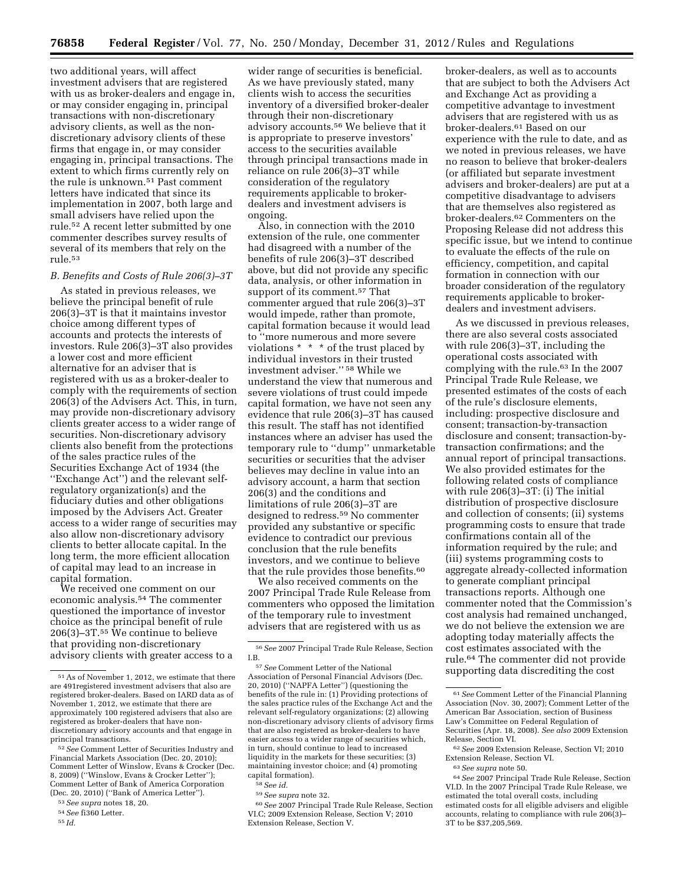two additional years, will affect investment advisers that are registered with us as broker-dealers and engage in, or may consider engaging in, principal transactions with non-discretionary advisory clients, as well as the non-discretionary advisory clients of these firms that engage in, or may consider engaging in, principal transactions. The extent to which firms currently rely on the rule is unknown.[51] Past comment letters have indicated that since its implementation in 2007, both large and small advisers have relied upon the rule.[52] A recent letter submitted by one commenter describes survey results of several of its members that rely on the rule.[53]

*B. Benefits and Costs of Rule 206(3)–3T*

As stated in previous releases, we believe the principal benefit of rule 206(3)–3T is that it maintains investor choice among different types of accounts and protects the interests of investors. Rule 206(3)–3T also provides a lower cost and more efficient alternative for an adviser that is registered with us as a broker-dealer to comply with the requirements of section 206(3) of the Advisers Act. This, in turn, may provide non-discretionary advisory clients greater access to a wider range of securities. Non-discretionary advisory clients also benefit from the protections of the sales practice rules of the Securities Exchange Act of 1934 (the ''Exchange Act'') and the relevant self-regulatory organization(s) and the fiduciary duties and other obligations imposed by the Advisers Act. Greater access to a wider range of securities may also allow non-discretionary advisory clients to better allocate capital. In the long term, the more efficient allocation of capital may lead to an increase in capital formation.

We received one comment on our economic analysis.[54] The commenter questioned the importance of investor choice as the principal benefit of rule 206(3)–3T.[55] We continue to believe that providing non-discretionary advisory clients with greater access to a wider range of securities is beneficial. As we have previously stated, many clients wish to access the securities inventory of a diversified broker-dealer through their non-discretionary advisory accounts.[56] We believe that it is appropriate to preserve investors' access to the securities available through principal transactions made in reliance on rule 206(3)–3T while consideration of the regulatory requirements applicable to broker-dealers and investment advisers is ongoing.

Also, in connection with the 2010 extension of the rule, one commenter had disagreed with a number of the benefits of rule 206(3)–3T described above, but did not provide any specific data, analysis, or other information in support of its comment.[57] That commenter argued that rule 206(3)–3T would impede, rather than promote, capital formation because it would lead to ''more numerous and more severe violations * * * of the trust placed by individual investors in their trusted investment adviser.'' [58] While we understand the view that numerous and severe violations of trust could impede capital formation, we have not seen any evidence that rule 206(3)–3T has caused this result. The staff has not identified instances where an adviser has used the temporary rule to ''dump'' unmarketable securities or securities that the adviser believes may decline in value into an advisory account, a harm that section 206(3) and the conditions and limitations of rule 206(3)–3T are designed to redress.[59] No commenter provided any substantive or specific evidence to contradict our previous conclusion that the rule benefits investors, and we continue to believe that the rule provides those benefits.[60]

We also received comments on the 2007 Principal Trade Rule Release from commenters who opposed the limitation of the temporary rule to investment advisers that are registered with us as broker-dealers, as well as to accounts that are subject to both the Advisers Act and Exchange Act as providing a competitive advantage to investment advisers that are registered with us as broker-dealers.[61] Based on our experience with the rule to date, and as we noted in previous releases, we have no reason to believe that broker-dealers (or affiliated but separate investment advisers and broker-dealers) are put at a competitive disadvantage to advisers that are themselves also registered as broker-dealers.[62] Commenters on the Proposing Release did not address this specific issue, but we intend to continue to evaluate the effects of the rule on efficiency, competition, and capital formation in connection with our broader consideration of the regulatory requirements applicable to broker-dealers and investment advisers.

As we discussed in previous releases, there are also several costs associated with rule 206(3)–3T, including the operational costs associated with complying with the rule.[63] In the 2007 Principal Trade Rule Release, we presented estimates of the costs of each of the rule's disclosure elements, including: prospective disclosure and consent; transaction-by-transaction disclosure and consent; transaction-by-transaction confirmations; and the annual report of principal transactions. We also provided estimates for the following related costs of compliance with rule 206(3)–3T: (i) The initial distribution of prospective disclosure and collection of consents; (ii) systems programming costs to ensure that trade confirmations contain all of the information required by the rule; and (iii) systems programming costs to aggregate already-collected information to generate compliant principal transactions reports. Although one commenter noted that the Commission's cost analysis had remained unchanged, we do not believe the extension we are adopting today materially affects the cost estimates associated with the rule.[64] The commenter did not provide supporting data discrediting the cost

---

[51] As of November 1, 2012, we estimate that there are 491registered investment advisers that also are registered broker-dealers. Based on IARD data as of November 1, 2012, we estimate that there are approximately 100 registered advisers that also are registered as broker-dealers that have non-discretionary advisory accounts and that engage in principal transactions.

[52] *See* Comment Letter of Securities Industry and Financial Markets Association (Dec. 20, 2010); Comment Letter of Winslow, Evans & Crocker (Dec. 8, 2009) (''Winslow, Evans & Crocker Letter''); Comment Letter of Bank of America Corporation (Dec. 20, 2010) (''Bank of America Letter'').

[53] *See supra* notes 18, 20.

[54] *See* fi360 Letter.

[55] *Id.*

[56] *See* 2007 Principal Trade Rule Release, Section I.B.

[57] *See* Comment Letter of the National Association of Personal Financial Advisors (Dec. 20, 2010) (''NAPFA Letter'') (questioning the benefits of the rule in: (1) Providing protections of the sales practice rules of the Exchange Act and the relevant self-regulatory organizations; (2) allowing non-discretionary advisory clients of advisory firms that are also registered as broker-dealers to have easier access to a wider range of securities which, in turn, should continue to lead to increased liquidity in the markets for these securities; (3) maintaining investor choice; and (4) promoting capital formation).

[58] *See id.*

[59] *See supra* note 32.

[60] *See* 2007 Principal Trade Rule Release, Section VI.C; 2009 Extension Release, Section V; 2010 Extension Release, Section V.

[61] *See* Comment Letter of the Financial Planning Association (Nov. 30, 2007); Comment Letter of the American Bar Association, section of Business Law's Committee on Federal Regulation of Securities (Apr. 18, 2008). *See also* 2009 Extension Release, Section VI.

[62] *See* 2009 Extension Release, Section VI; 2010 Extension Release, Section VI.

[63] *See supra* note 50.

[64] *See* 2007 Principal Trade Rule Release, Section VI.D. In the 2007 Principal Trade Rule Release, we estimated the total overall costs, including estimated costs for all eligible advisers and eligible accounts, relating to compliance with rule 206(3)–3T to be $37,205,569.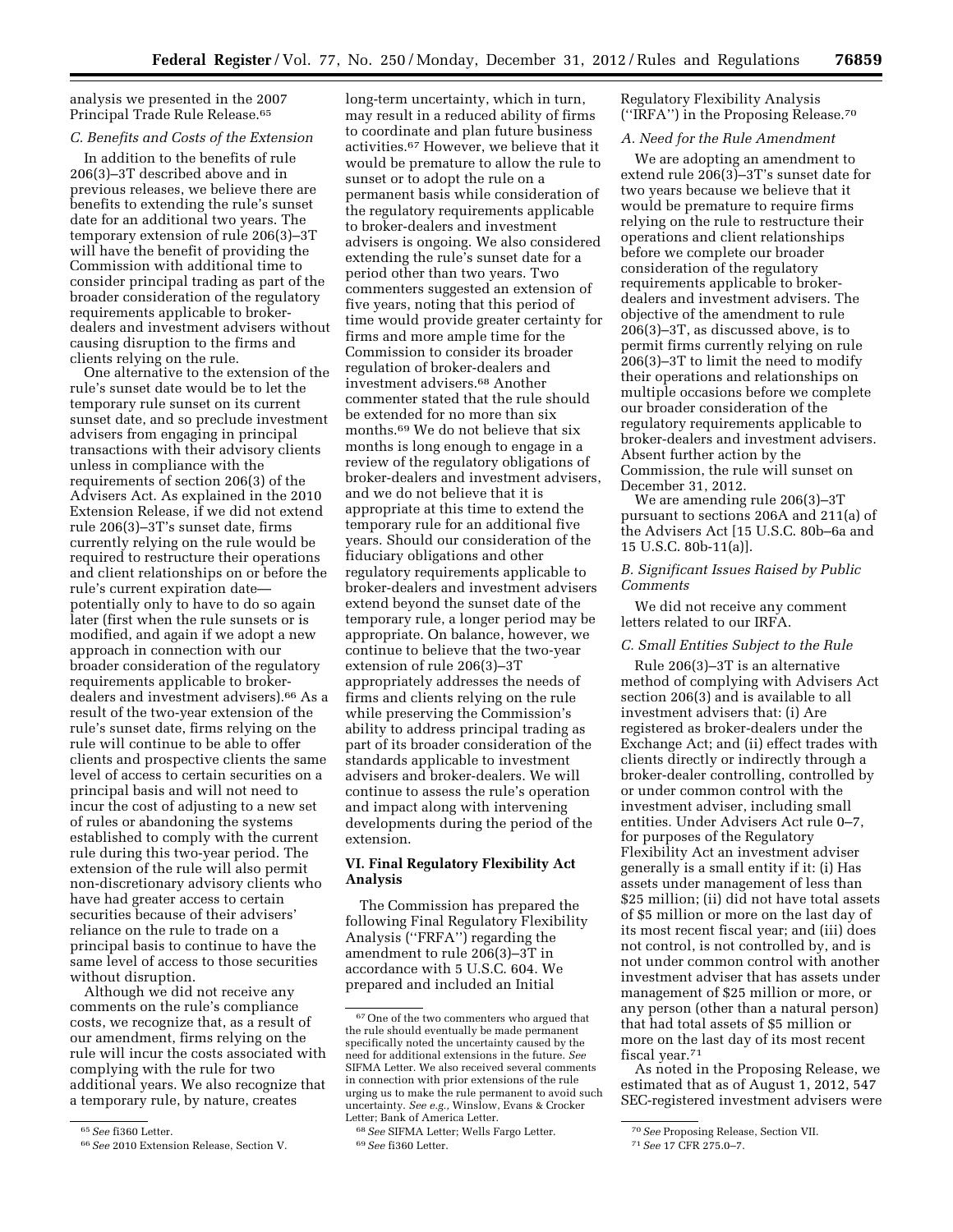analysis we presented in the 2007 Principal Trade Rule Release.[65]

### C. Benefits and Costs of the Extension

In addition to the benefits of rule 206(3)–3T described above and in previous releases, we believe there are benefits to extending the rule's sunset date for an additional two years. The temporary extension of rule 206(3)–3T will have the benefit of providing the Commission with additional time to consider principal trading as part of the broader consideration of the regulatory requirements applicable to broker-dealers and investment advisers without causing disruption to the firms and clients relying on the rule.

One alternative to the extension of the rule's sunset date would be to let the temporary rule sunset on its current sunset date, and so preclude investment advisers from engaging in principal transactions with their advisory clients unless in compliance with the requirements of section 206(3) of the Advisers Act. As explained in the 2010 Extension Release, if we did not extend rule 206(3)–3T's sunset date, firms currently relying on the rule would be required to restructure their operations and client relationships on or before the rule's current expiration date—potentially only to have to do so again later (first when the rule sunsets or is modified, and again if we adopt a new approach in connection with our broader consideration of the regulatory requirements applicable to broker-dealers and investment advisers).[66] As a result of the two-year extension of the rule's sunset date, firms relying on the rule will continue to be able to offer clients and prospective clients the same level of access to certain securities on a principal basis and will not need to incur the cost of adjusting to a new set of rules or abandoning the systems established to comply with the current rule during this two-year period. The extension of the rule will also permit non-discretionary advisory clients who have had greater access to certain securities because of their advisers' reliance on the rule to trade on a principal basis to continue to have the same level of access to those securities without disruption.

Although we did not receive any comments on the rule's compliance costs, we recognize that, as a result of our amendment, firms relying on the rule will incur the costs associated with complying with the rule for two additional years. We also recognize that a temporary rule, by nature, creates long-term uncertainty, which in turn, may result in a reduced ability of firms to coordinate and plan future business activities.[67] However, we believe that it would be premature to allow the rule to sunset or to adopt the rule on a permanent basis while consideration of the regulatory requirements applicable to broker-dealers and investment advisers is ongoing. We also considered extending the rule's sunset date for a period other than two years. Two commenters suggested an extension of five years, noting that this period of time would provide greater certainty for firms and more ample time for the Commission to consider its broader regulation of broker-dealers and investment advisers.[68] Another commenter stated that the rule should be extended for no more than six months.[69] We do not believe that six months is long enough to engage in a review of the regulatory obligations of broker-dealers and investment advisers, and we do not believe that it is appropriate at this time to extend the temporary rule for an additional five years. Should our consideration of the fiduciary obligations and other regulatory requirements applicable to broker-dealers and investment advisers extend beyond the sunset date of the temporary rule, a longer period may be appropriate. On balance, however, we continue to believe that the two-year extension of rule 206(3)–3T appropriately addresses the needs of firms and clients relying on the rule while preserving the Commission's ability to address principal trading as part of its broader consideration of the standards applicable to investment advisers and broker-dealers. We will continue to assess the rule's operation and impact along with intervening developments during the period of the extension.

## VI. Final Regulatory Flexibility Act Analysis

The Commission has prepared the following Final Regulatory Flexibility Analysis ("FRFA") regarding the amendment to rule 206(3)–3T in accordance with 5 U.S.C. 604. We prepared and included an Initial Regulatory Flexibility Analysis ("IRFA") in the Proposing Release.[70]

### A. Need for the Rule Amendment

We are adopting an amendment to extend rule 206(3)–3T's sunset date for two years because we believe that it would be premature to require firms relying on the rule to restructure their operations and client relationships before we complete our broader consideration of the regulatory requirements applicable to broker-dealers and investment advisers. The objective of the amendment to rule 206(3)–3T, as discussed above, is to permit firms currently relying on rule 206(3)–3T to limit the need to modify their operations and relationships on multiple occasions before we complete our broader consideration of the regulatory requirements applicable to broker-dealers and investment advisers. Absent further action by the Commission, the rule will sunset on December 31, 2012.

We are amending rule 206(3)–3T pursuant to sections 206A and 211(a) of the Advisers Act [15 U.S.C. 80b–6a and 15 U.S.C. 80b-11(a)].

### B. Significant Issues Raised by Public Comments

We did not receive any comment letters related to our IRFA.

### C. Small Entities Subject to the Rule

Rule 206(3)–3T is an alternative method of complying with Advisers Act section 206(3) and is available to all investment advisers that: (i) Are registered as broker-dealers under the Exchange Act; and (ii) effect trades with clients directly or indirectly through a broker-dealer controlling, controlled by or under common control with the investment adviser, including small entities. Under Advisers Act rule 0–7, for purposes of the Regulatory Flexibility Act an investment adviser generally is a small entity if it: (i) Has assets under management of less than $25 million; (ii) did not have total assets of $5 million or more on the last day of its most recent fiscal year; and (iii) does not control, is not controlled by, and is not under common control with another investment adviser that has assets under management of $25 million or more, or any person (other than a natural person) that had total assets of $5 million or more on the last day of its most recent fiscal year.[71]

As noted in the Proposing Release, we estimated that as of August 1, 2012, 547 SEC-registered investment advisers were

---

[65] *See* fi360 Letter.

[66] *See* 2010 Extension Release, Section V.

[67] One of the two commenters who argued that the rule should eventually be made permanent specifically noted the uncertainty caused by the need for additional extensions in the future. *See* SIFMA Letter. We also received several comments in connection with prior extensions of the rule urging us to make the rule permanent to avoid such uncertainty. *See e.g.,* Winslow, Evans & Crocker Letter; Bank of America Letter.

[68] *See* SIFMA Letter; Wells Fargo Letter.

[69] *See* fi360 Letter.

[70] *See* Proposing Release, Section VII.

[71] *See* 17 CFR 275.0–7.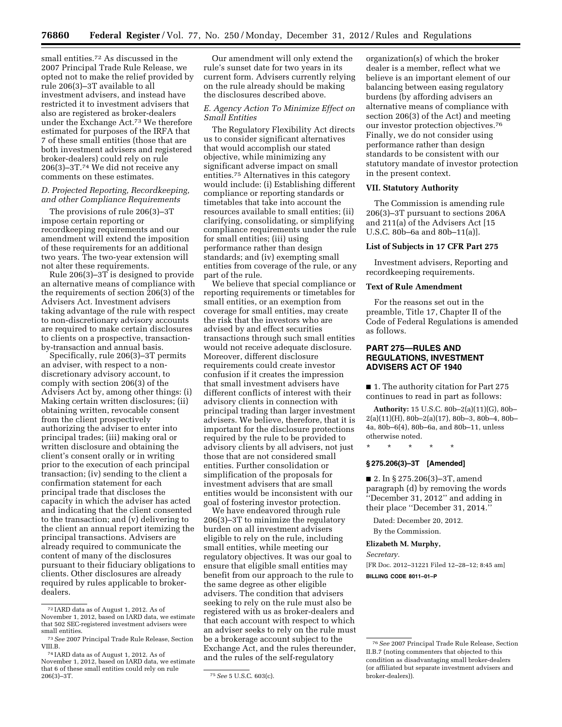small entities.[72] As discussed in the 2007 Principal Trade Rule Release, we opted not to make the relief provided by rule 206(3)–3T available to all investment advisers, and instead have restricted it to investment advisers that also are registered as broker-dealers under the Exchange Act.[73] We therefore estimated for purposes of the IRFA that 7 of these small entities (those that are both investment advisers and registered broker-dealers) could rely on rule 206(3)–3T.[74] We did not receive any comments on these estimates.

### D. Projected Reporting, Recordkeeping, and other Compliance Requirements

The provisions of rule 206(3)–3T impose certain reporting or recordkeeping requirements and our amendment will extend the imposition of these requirements for an additional two years. The two-year extension will not alter these requirements.

Rule 206(3)–3T is designed to provide an alternative means of compliance with the requirements of section 206(3) of the Advisers Act. Investment advisers taking advantage of the rule with respect to non-discretionary advisory accounts are required to make certain disclosures to clients on a prospective, transaction-by-transaction and annual basis.

Specifically, rule 206(3)–3T permits an adviser, with respect to a non-discretionary advisory account, to comply with section 206(3) of the Advisers Act by, among other things: (i) Making certain written disclosures; (ii) obtaining written, revocable consent from the client prospectively authorizing the adviser to enter into principal trades; (iii) making oral or written disclosure and obtaining the client's consent orally or in writing prior to the execution of each principal transaction; (iv) sending to the client a confirmation statement for each principal trade that discloses the capacity in which the adviser has acted and indicating that the client consented to the transaction; and (v) delivering to the client an annual report itemizing the principal transactions. Advisers are already required to communicate the content of many of the disclosures pursuant to their fiduciary obligations to clients. Other disclosures are already required by rules applicable to broker-dealers.

Our amendment will only extend the rule's sunset date for two years in its current form. Advisers currently relying on the rule already should be making the disclosures described above.

### E. Agency Action To Minimize Effect on Small Entities

The Regulatory Flexibility Act directs us to consider significant alternatives that would accomplish our stated objective, while minimizing any significant adverse impact on small entities.[75] Alternatives in this category would include: (i) Establishing different compliance or reporting standards or timetables that take into account the resources available to small entities; (ii) clarifying, consolidating, or simplifying compliance requirements under the rule for small entities; (iii) using performance rather than design standards; and (iv) exempting small entities from coverage of the rule, or any part of the rule.

We believe that special compliance or reporting requirements or timetables for small entities, or an exemption from coverage for small entities, may create the risk that the investors who are advised by and effect securities transactions through such small entities would not receive adequate disclosure. Moreover, different disclosure requirements could create investor confusion if it creates the impression that small investment advisers have different conflicts of interest with their advisory clients in connection with principal trading than larger investment advisers. We believe, therefore, that it is important for the disclosure protections required by the rule to be provided to advisory clients by all advisers, not just those that are not considered small entities. Further consolidation or simplification of the proposals for investment advisers that are small entities would be inconsistent with our goal of fostering investor protection.

We have endeavored through rule 206(3)–3T to minimize the regulatory burden on all investment advisers eligible to rely on the rule, including small entities, while meeting our regulatory objectives. It was our goal to ensure that eligible small entities may benefit from our approach to the rule to the same degree as other eligible advisers. The condition that advisers seeking to rely on the rule must also be registered with us as broker-dealers and that each account with respect to which an adviser seeks to rely on the rule must be a brokerage account subject to the Exchange Act, and the rules thereunder, and the rules of the self-regulatory organization(s) of which the broker dealer is a member, reflect what we believe is an important element of our balancing between easing regulatory burdens (by affording advisers an alternative means of compliance with section 206(3) of the Act) and meeting our investor protection objectives.[76] Finally, we do not consider using performance rather than design standards to be consistent with our statutory mandate of investor protection in the present context.

## VII. Statutory Authority

The Commission is amending rule 206(3)–3T pursuant to sections 206A and 211(a) of the Advisers Act [15 U.S.C. 80b–6a and 80b–11(a)].

## List of Subjects in 17 CFR Part 275

Investment advisers, Reporting and recordkeeping requirements.

## Text of Rule Amendment

For the reasons set out in the preamble, Title 17, Chapter II of the Code of Federal Regulations is amended as follows.

## PART 275—RULES AND REGULATIONS, INVESTMENT ADVISERS ACT OF 1940

■ 1. The authority citation for Part 275 continues to read in part as follows:

**Authority:** 15 U.S.C. 80b–2(a)(11)(G), 80b–2(a)(11)(H), 80b–2(a)(17), 80b–3, 80b–4, 80b–4a, 80b–6(4), 80b–6a, and 80b–11, unless otherwise noted.

\* \* \* \* \*

### § 275.206(3)–3T [Amended]

■ 2. In § 275.206(3)–3T, amend paragraph (d) by removing the words "December 31, 2012" and adding in their place "December 31, 2014."

Dated: December 20, 2012.

By the Commission.

**Elizabeth M. Murphy,**

*Secretary.*

[FR Doc. 2012–31221 Filed 12–28–12; 8:45 am]

**BILLING CODE 8011–01–P**

---

[72] IARD data as of August 1, 2012. As of November 1, 2012, based on IARD data, we estimate that 502 SEC-registered investment advisers were small entities.

[73] *See* 2007 Principal Trade Rule Release, Section VIII.B.

[74] IARD data as of August 1, 2012. As of November 1, 2012, based on IARD data, we estimate that 6 of these small entities could rely on rule 206(3)–3T.

[75] *See* 5 U.S.C. 603(c).

[76] *See* 2007 Principal Trade Rule Release, Section II.B.7 (noting commenters that objected to this condition as disadvantaging small broker-dealers (or affiliated but separate investment advisers and broker-dealers)).